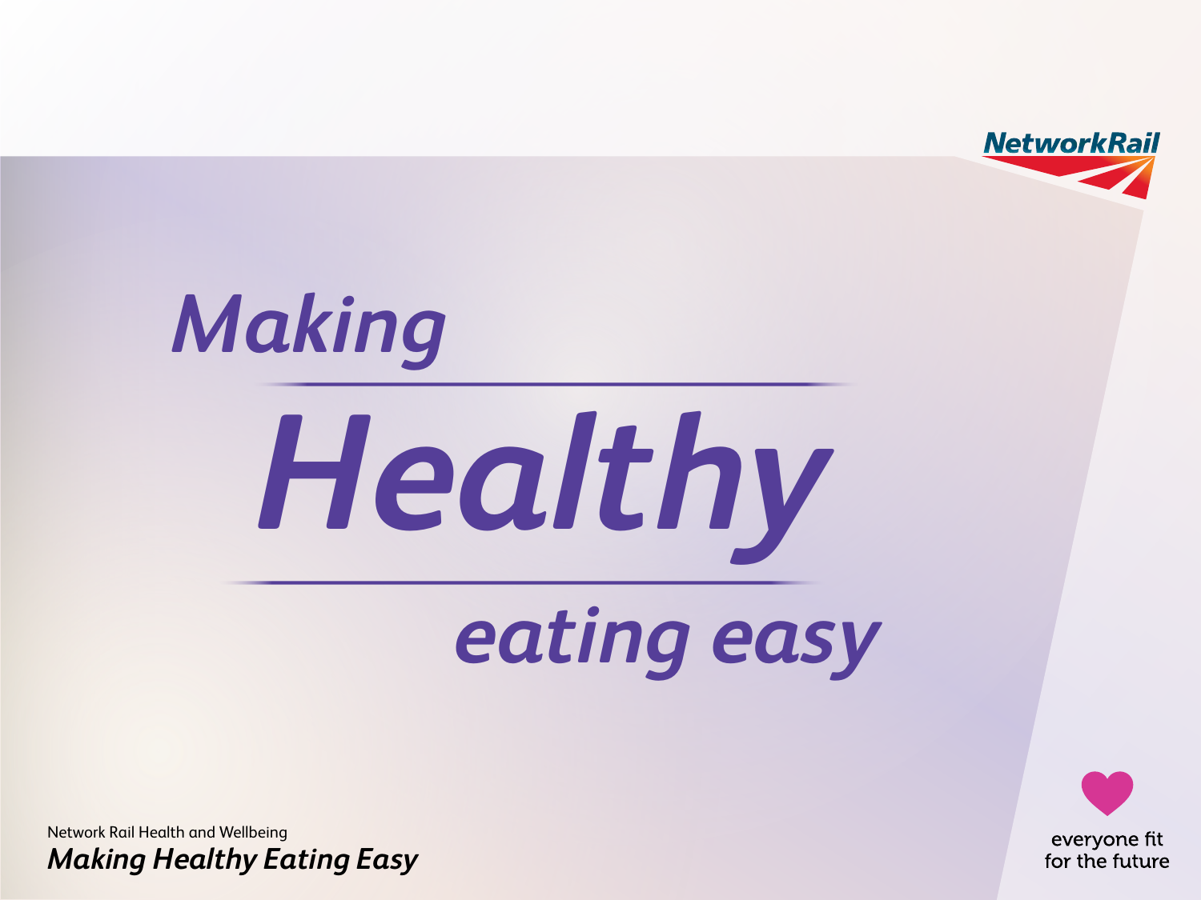NetworkRail

# Making Healthy eating easy

Network Rail Health and Wellbeing

*Making Healthy Eating Easy*

everyone fit for the future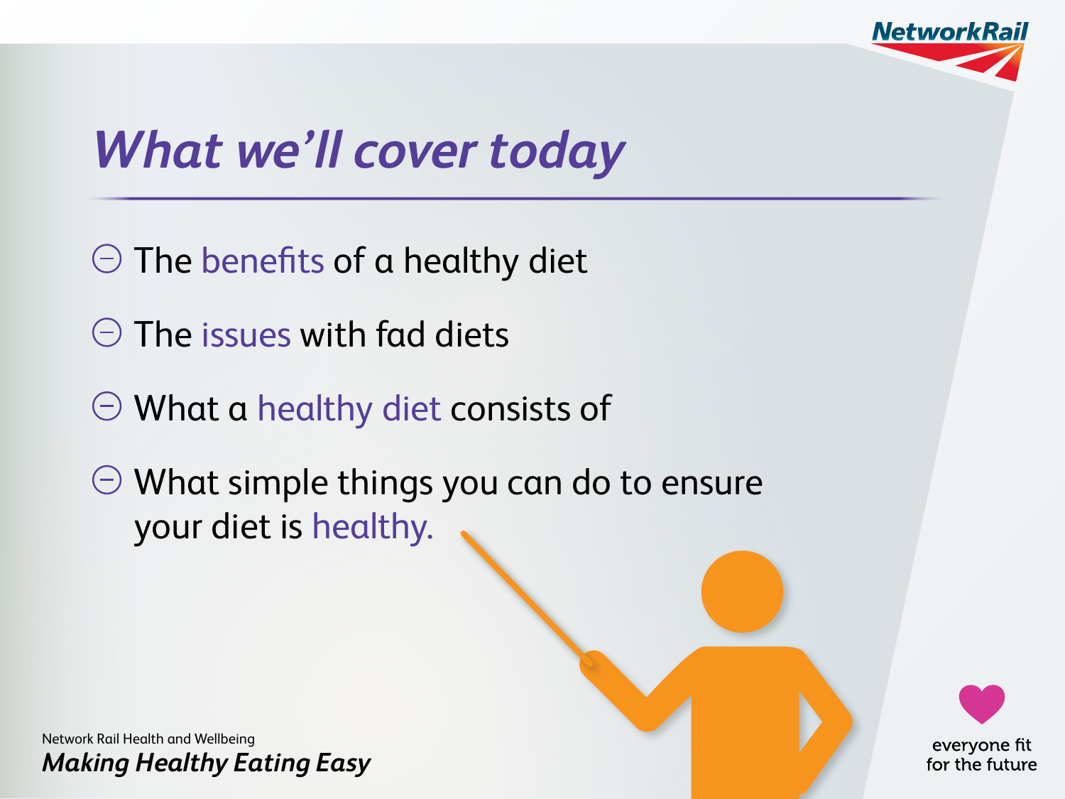# What we'll cover today

- The benefits of a healthy diet
- The issues with fad diets
- What a healthy diet consists of
- What simple things you can do to ensure your diet is healthy.

Network Rail Health and Wellbeing

***Making Healthy Eating Easy***

everyone fit for the future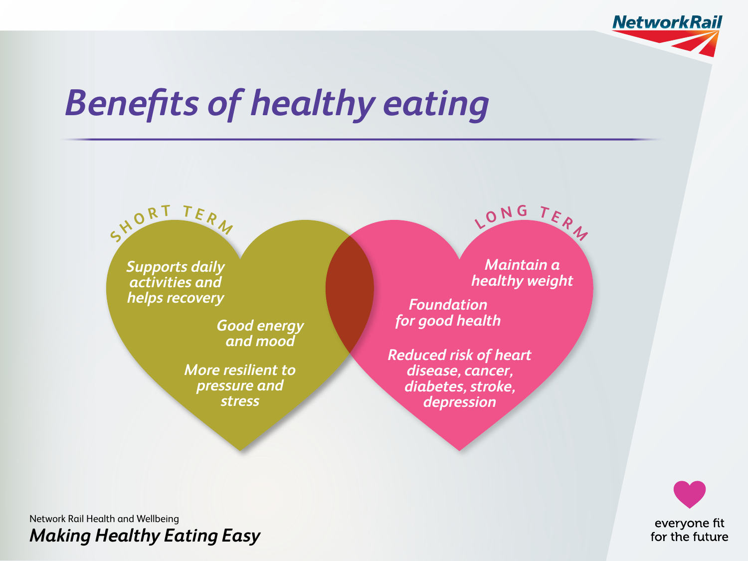# Benefits of healthy eating

## SHORT TERM

- Supports daily activities and helps recovery
- Good energy and mood
- More resilient to pressure and stress

## LONG TERM

- Maintain a healthy weight
- Foundation for good health
- Reduced risk of heart disease, cancer, diabetes, stroke, depression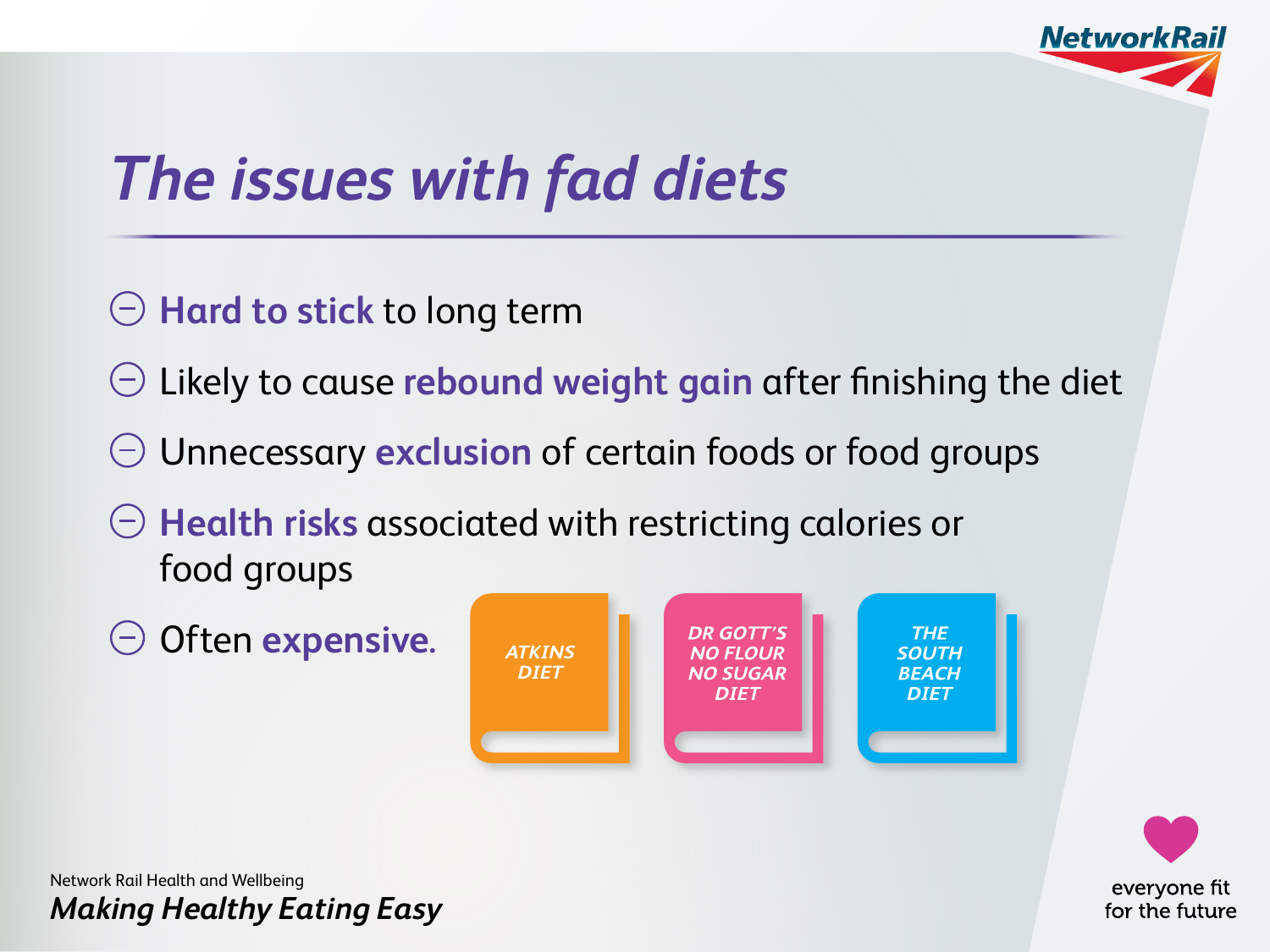# The issues with fad diets

- **Hard to stick** to long term
- Likely to cause **rebound weight gain** after finishing the diet
- Unnecessary **exclusion** of certain foods or food groups
- **Health risks** associated with restricting calories or food groups
- Often **expensive**.

ATKINS DIET

DR GOTT'S NO FLOUR NO SUGAR DIET

THE SOUTH BEACH DIET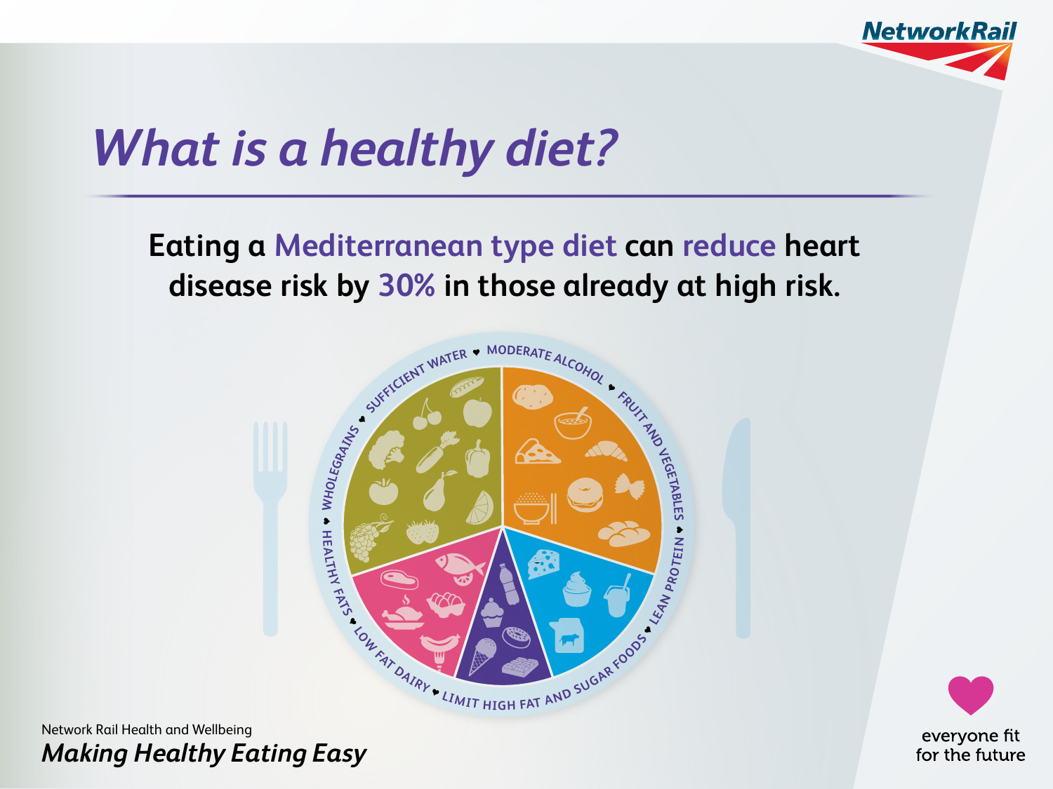# What is a healthy diet?

**Eating a Mediterranean type diet can reduce heart disease risk by 30% in those already at high risk.**

SUFFICIENT WATER • MODERATE ALCOHOL • FRUIT AND VEGETABLES • LEAN PROTEIN • LIMIT HIGH FAT AND SUGAR FOODS • LOW FAT DAIRY • HEALTHY FATS • WHOLEGRAINS

Network Rail Health and Wellbeing

*Making Healthy Eating Easy*

everyone fit for the future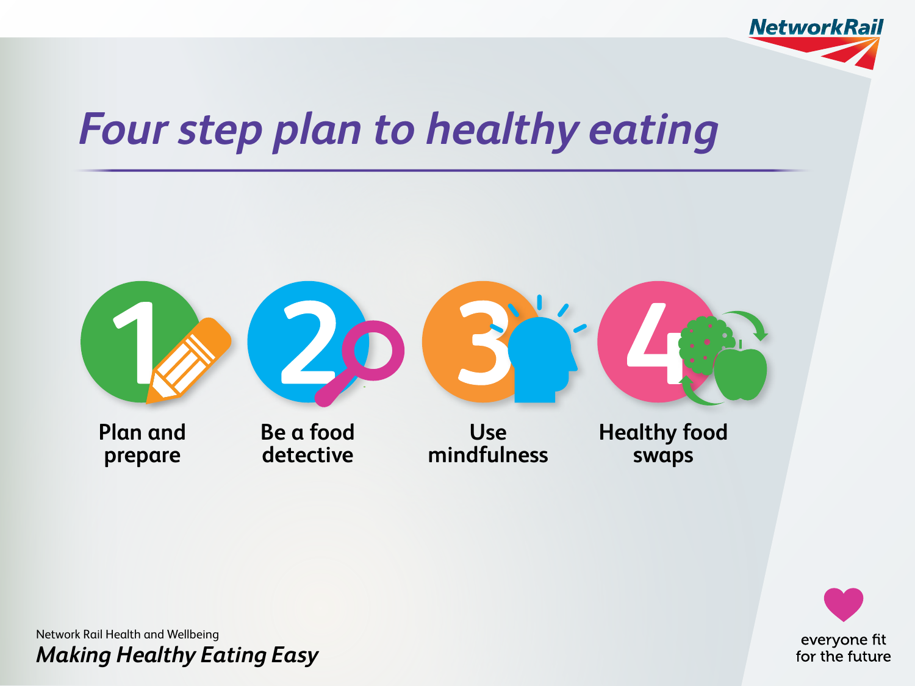# Four step plan to healthy eating

1. Plan and prepare
2. Be a food detective
3. Use mindfulness
4. Healthy food swaps

Network Rail Health and Wellbeing

*Making Healthy Eating Easy*

everyone fit for the future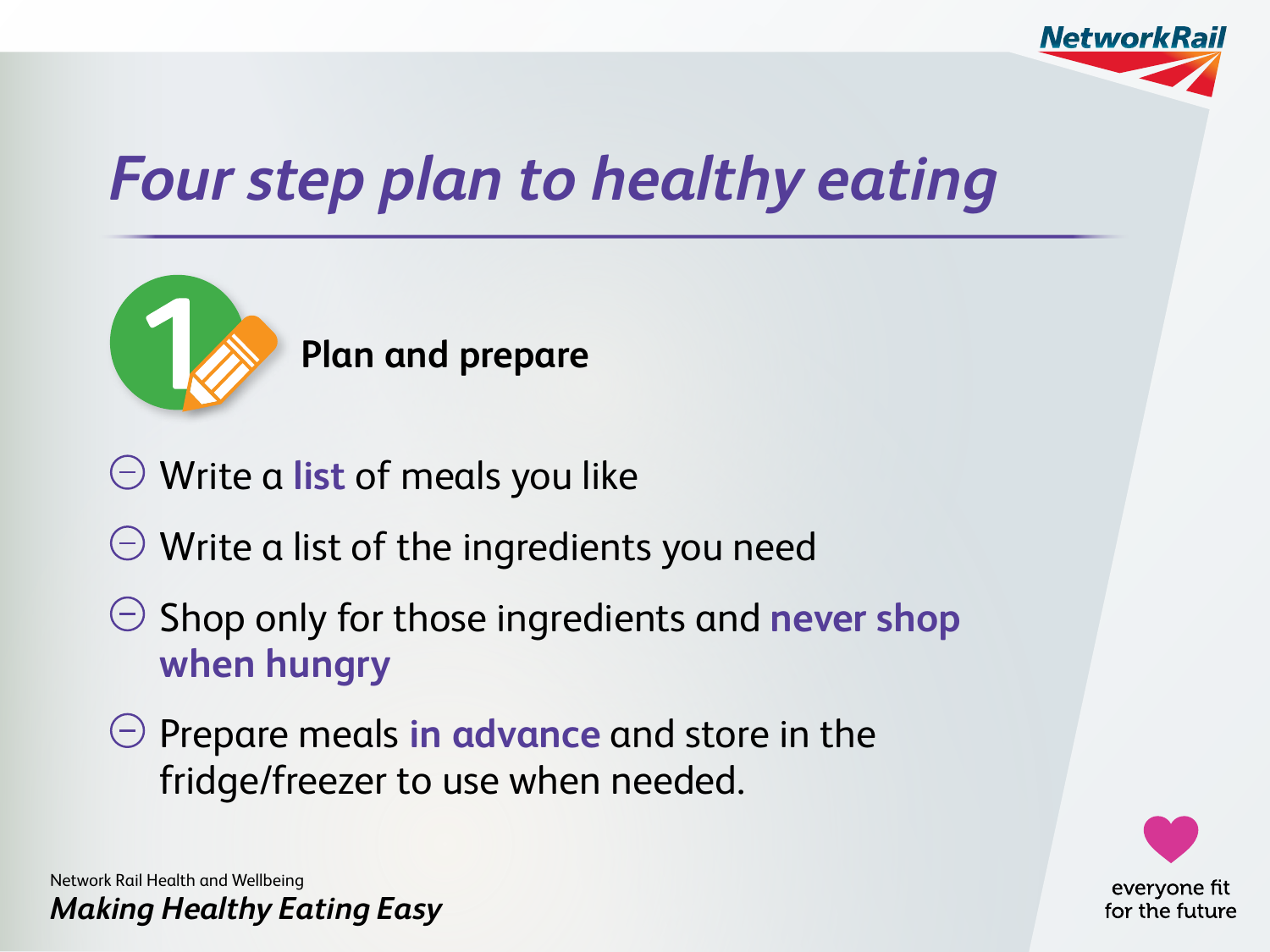# Four step plan to healthy eating

## 1 Plan and prepare

- Write a **list** of meals you like
- Write a list of the ingredients you need
- Shop only for those ingredients and **never shop when hungry**
- Prepare meals **in advance** and store in the fridge/freezer to use when needed.

Network Rail Health and Wellbeing
*Making Healthy Eating Easy*

everyone fit for the future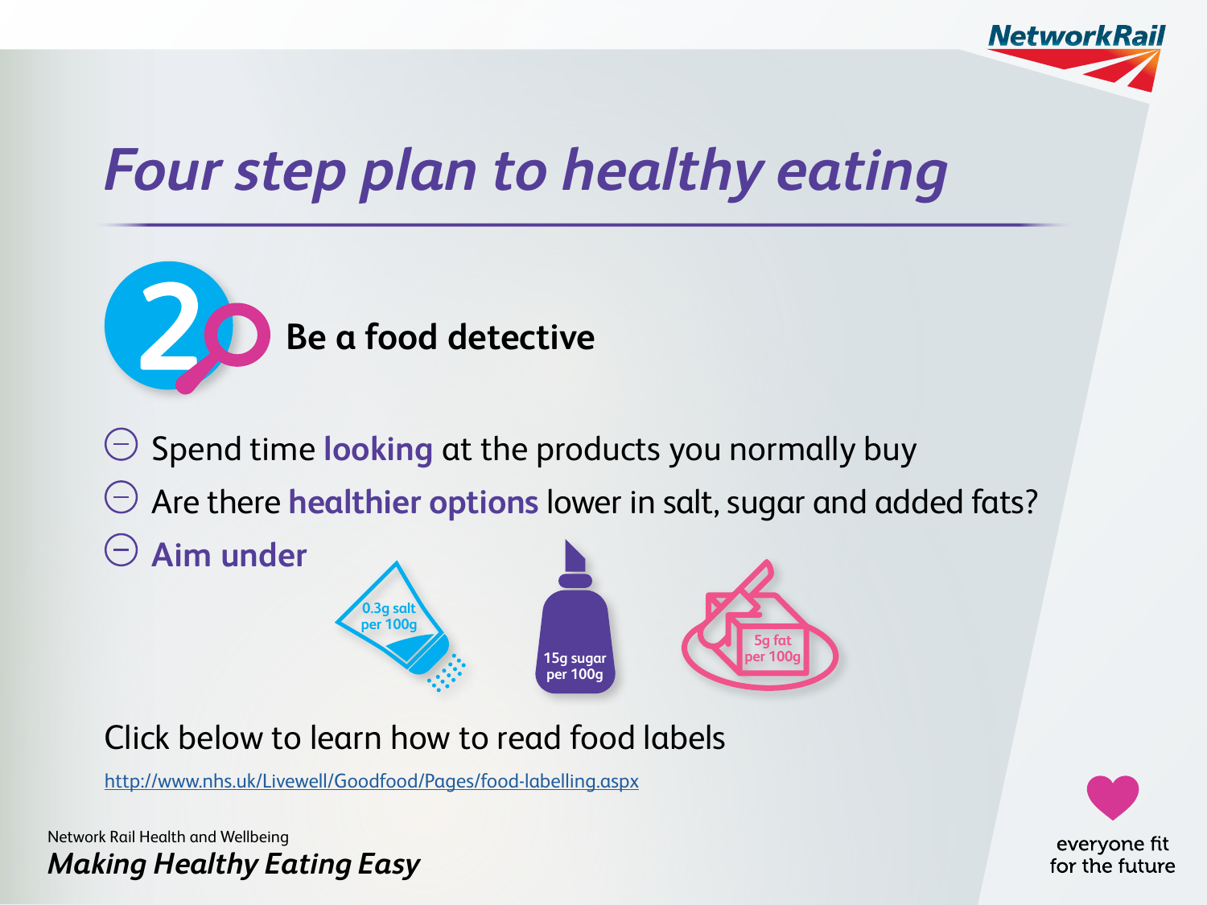# Four step plan to healthy eating

## 2 Be a food detective

- Spend time **looking** at the products you normally buy
- Are there **healthier options** lower in salt, sugar and added fats?
- **Aim under**

0.3g salt per 100g

15g sugar per 100g

5g fat per 100g

Click below to learn how to read food labels

http://www.nhs.uk/Livewell/Goodfood/Pages/food-labelling.aspx

Network Rail Health and Wellbeing

*Making Healthy Eating Easy*

everyone fit for the future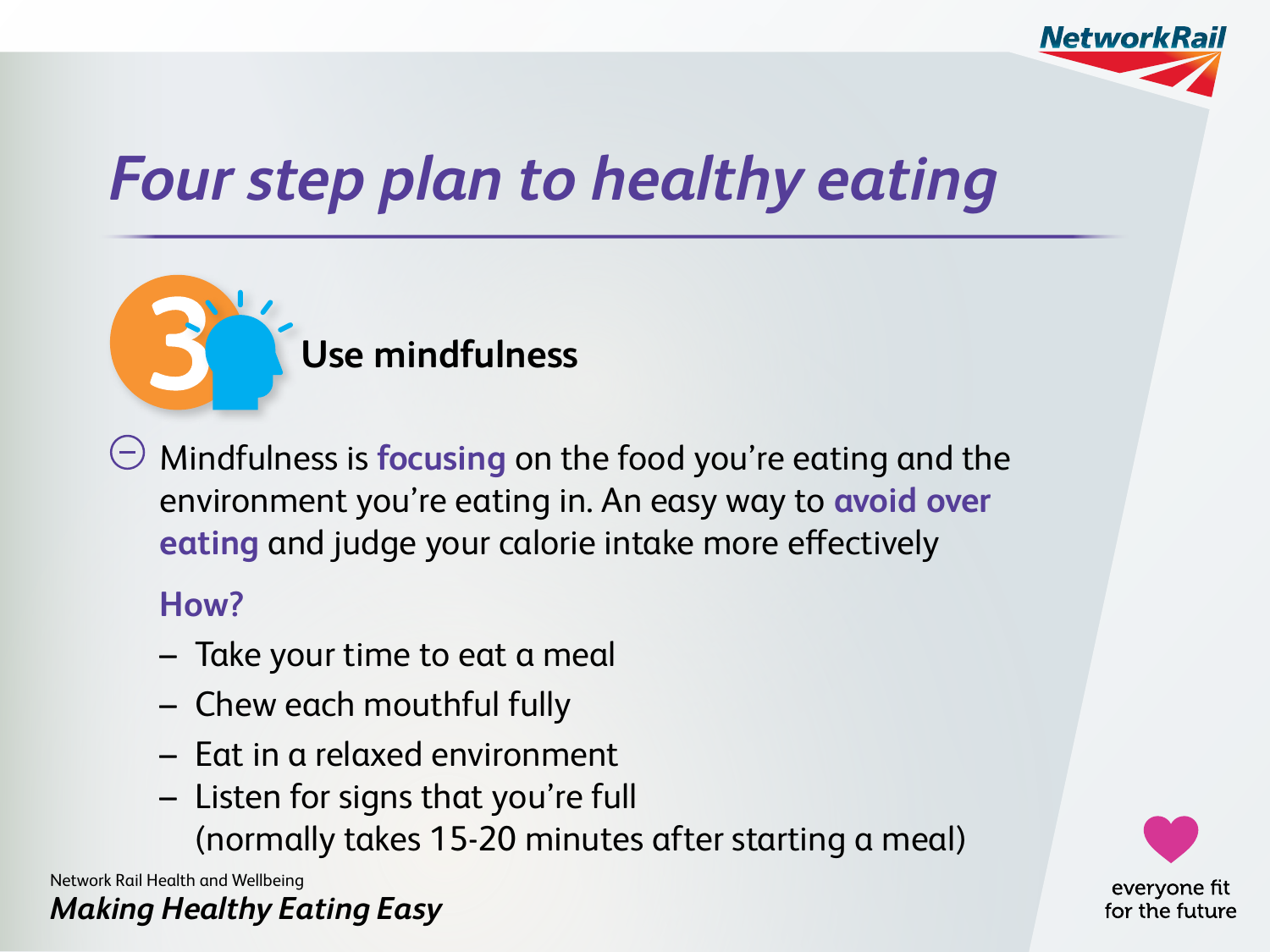# *Four step plan to healthy eating*

## 3 Use mindfulness

- Mindfulness is **focusing** on the food you're eating and the environment you're eating in. An easy way to **avoid over eating** and judge your calorie intake more effectively

### How?

- Take your time to eat a meal
- Chew each mouthful fully
- Eat in a relaxed environment
- Listen for signs that you're full (normally takes 15-20 minutes after starting a meal)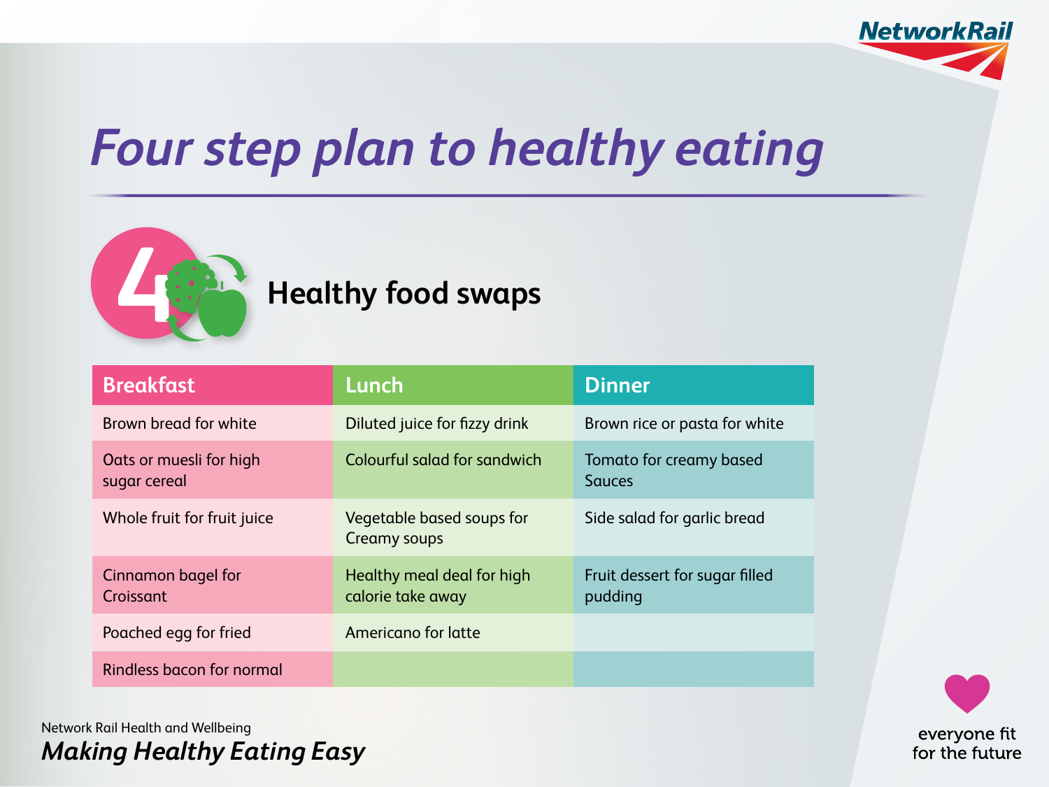# Four step plan to healthy eating

## 4 Healthy food swaps

| Breakfast | Lunch | Dinner |
|---|---|---|
| Brown bread for white | Diluted juice for fizzy drink | Brown rice or pasta for white |
| Oats or muesli for high sugar cereal | Colourful salad for sandwich | Tomato for creamy based Sauces |
| Whole fruit for fruit juice | Vegetable based soups for Creamy soups | Side salad for garlic bread |
| Cinnamon bagel for Croissant | Healthy meal deal for high calorie take away | Fruit dessert for sugar filled pudding |
| Poached egg for fried | Americano for latte | |
| Rindless bacon for normal | | |

Network Rail Health and Wellbeing

***Making Healthy Eating Easy***

everyone fit for the future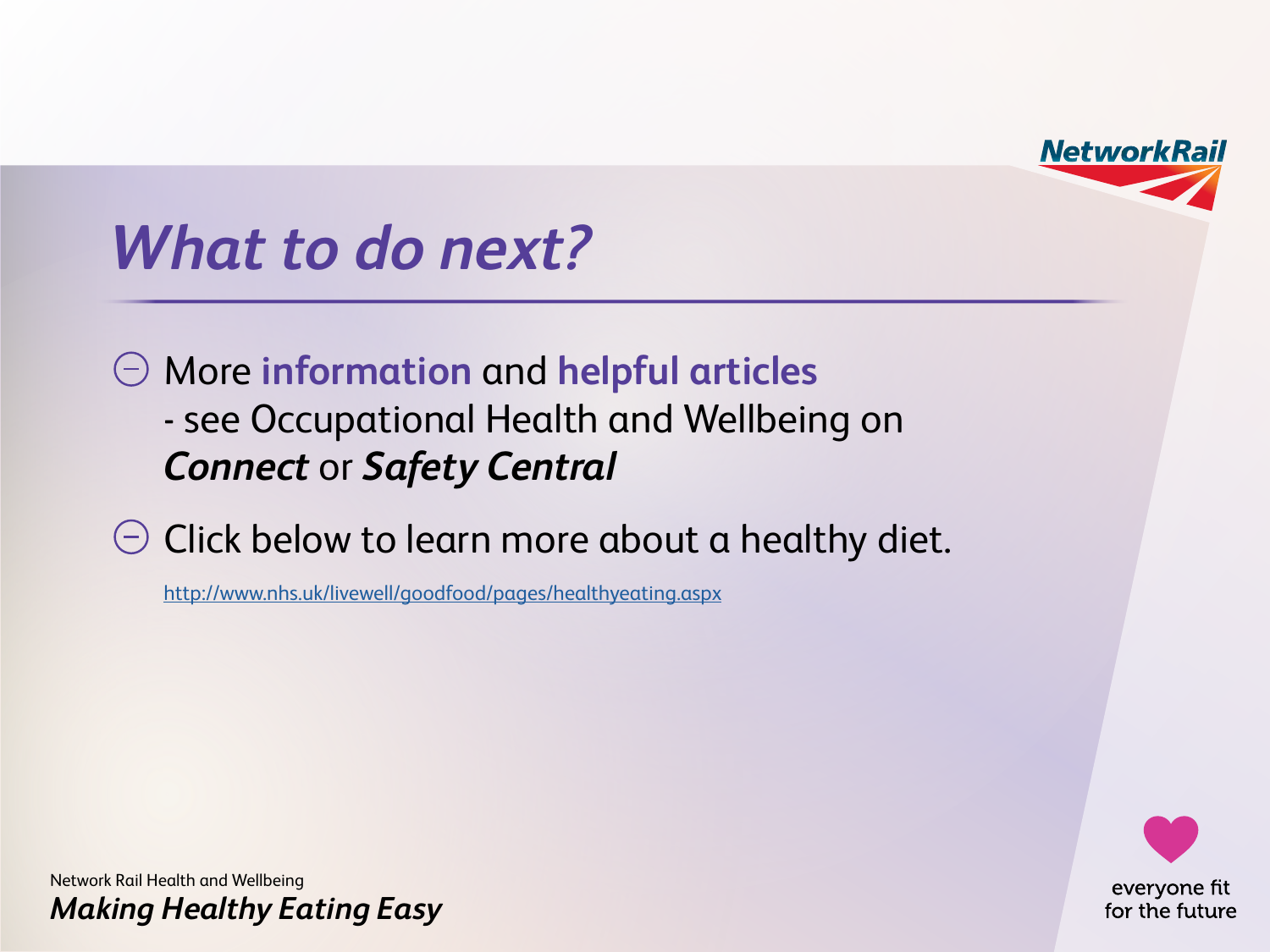# *What to do next?*

- More **information** and **helpful articles** - see Occupational Health and Wellbeing on ***Connect*** or ***Safety Central***
- Click below to learn more about a healthy diet.

  http://www.nhs.uk/livewell/goodfood/pages/healthyeating.aspx

Network Rail Health and Wellbeing

***Making Healthy Eating Easy***

everyone fit for the future